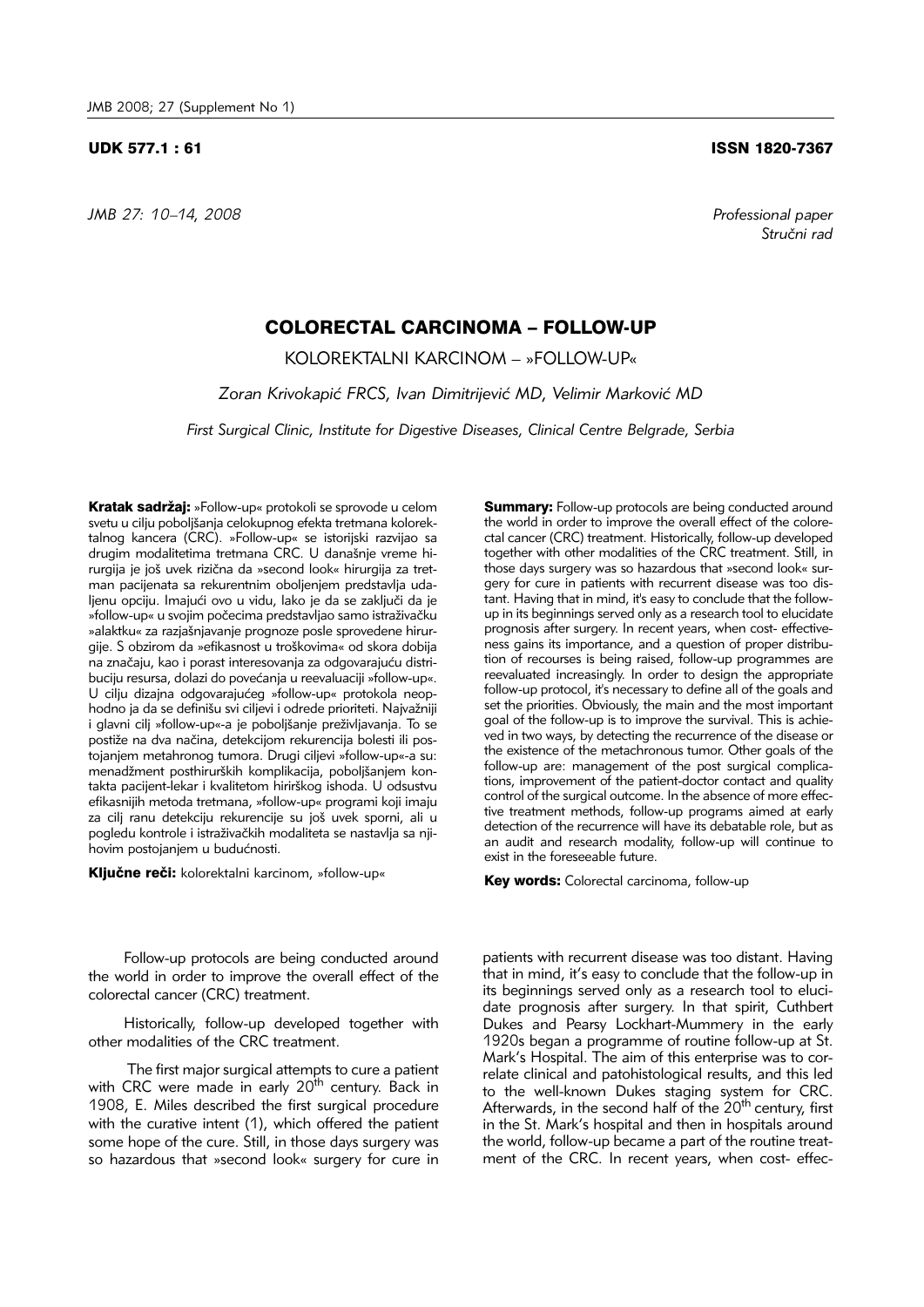UDK 577.1 : 61 ISSN 1820-7367

*JMB 27: 10–14, 2008*

*Professional paper*
*Stručni rad*

# COLORECTAL CARCINOMA – FOLLOW-UP

KOLOREKTALNI KARCINOM – »FOLLOW-UP«

*Zoran Krivokapić FRCS, Ivan Dimitrijević MD, Velimir Marković MD*

*First Surgical Clinic, Institute for Digestive Diseases, Clinical Centre Belgrade, Serbia*

**Kratak sadržaj:** »Follow-up« protokoli se sprovode u celom svetu u cilju poboljšanja celokupnog efekta tretmana kolorektalnog kancera (CRC). »Follow-up« se istorijski razvijao sa drugim modalitetima tretmana CRC. U današnje vreme hirurgija je još uvek rizična da »second look« hirurgija za tretman pacijenata sa rekurentnim oboljenjem predstavlja udaljenu opciju. Imajući ovo u vidu, lako je da se zaključi da je »follow-up« u svojim počecima predstavljao samo istraživačku »alaktku« za razjašnjavanje prognoze posle sprovedene hirurgije. S obzirom da »efikasnost u troškovima« od skora dobija na značaju, kao i porast interesovanja za odgovarajuću distribuciju resursa, dolazi do povećanja u reevaluaciji »follow-up«. U cilju dizajna odgovarajućeg »follow-up« protokola neophodno ja da se definišu svi ciljevi i odrede prioriteti. Najvažniji i glavni cilj »follow-up«-a je poboljšanje preživljavanja. To se postiže na dva načina, detekcijom rekurencija bolesti ili postojanjem metahronog tumora. Drugi ciljevi »follow-up«-a su: menadžment posthirurških komplikacija, poboljšanjem kontakta pacijent-lekar i kvalitetom hirirškog ishoda. U odsustvu efikasnijih metoda tretmana, »follow-up« programi koji imaju za cilj ranu detekciju rekurencije su još uvek sporni, ali u pogledu kontrole i istraživačkih modaliteta se nastavlja sa njihovim postojanjem u budućnosti.

**Ključne reči:** kolorektalni karcinom, »follow-up«

**Summary:** Follow-up protocols are being conducted around the world in order to improve the overall effect of the colorectal cancer (CRC) treatment. Historically, follow-up developed together with other modalities of the CRC treatment. Still, in those days surgery was so hazardous that »second look« surgery for cure in patients with recurrent disease was too distant. Having that in mind, it's easy to conclude that the follow-up in its beginnings served only as a research tool to elucidate prognosis after surgery. In recent years, when cost- effectiveness gains its importance, and a question of proper distribution of recourses is being raised, follow-up programmes are reevaluated increasingly. In order to design the appropriate follow-up protocol, it's necessary to define all of the goals and set the priorities. Obviously, the main and the most important goal of the follow-up is to improve the survival. This is achieved in two ways, by detecting the recurrence of the disease or the existence of the metachronous tumor. Other goals of the follow-up are: management of the post surgical complications, improvement of the patient-doctor contact and quality control of the surgical outcome. In the absence of more effective treatment methods, follow-up programs aimed at early detection of the recurrence will have its debatable role, but as an audit and research modality, follow-up will continue to exist in the foreseeable future.

**Key words:** Colorectal carcinoma, follow-up

Follow-up protocols are being conducted around the world in order to improve the overall effect of the colorectal cancer (CRC) treatment.

Historically, follow-up developed together with other modalities of the CRC treatment.

The first major surgical attempts to cure a patient with CRC were made in early 20th century. Back in 1908, E. Miles described the first surgical procedure with the curative intent (1), which offered the patient some hope of the cure. Still, in those days surgery was so hazardous that »second look« surgery for cure in patients with recurrent disease was too distant. Having that in mind, it's easy to conclude that the follow-up in its beginnings served only as a research tool to elucidate prognosis after surgery. In that spirit, Cuthbert Dukes and Pearsy Lockhart-Mummery in the early 1920s began a programme of routine follow-up at St. Mark's Hospital. The aim of this enterprise was to correlate clinical and patohistological results, and this led to the well-known Dukes staging system for CRC. Afterwards, in the second half of the 20th century, first in the St. Mark's hospital and then in hospitals around the world, follow-up became a part of the routine treatment of the CRC. In recent years, when cost- effec-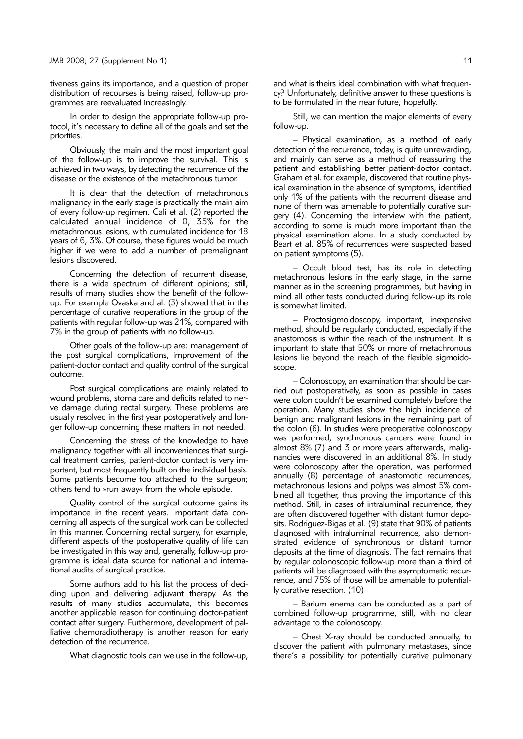tiveness gains its importance, and a question of proper distribution of recourses is being raised, follow-up programmes are reevaluated increasingly.

In order to design the appropriate follow-up protocol, it's necessary to define all of the goals and set the priorities.

Obviously, the main and the most important goal of the follow-up is to improve the survival. This is achieved in two ways, by detecting the recurrence of the disease or the existence of the metachronous tumor.

It is clear that the detection of metachronous malignancy in the early stage is practically the main aim of every follow-up regimen. Cali et al. (2) reported the calculated annual incidence of 0, 35% for the metachronous lesions, with cumulated incidence for 18 years of 6, 3%. Of course, these figures would be much higher if we were to add a number of premalignant lesions discovered.

Concerning the detection of recurrent disease, there is a wide spectrum of different opinions; still, results of many studies show the benefit of the follow-up. For example Ovaska and al. (3) showed that in the percentage of curative reoperations in the group of the patients with regular follow-up was 21%, compared with 7% in the group of patients with no follow-up.

Other goals of the follow-up are: management of the post surgical complications, improvement of the patient-doctor contact and quality control of the surgical outcome.

Post surgical complications are mainly related to wound problems, stoma care and deficits related to nerve damage during rectal surgery. These problems are usually resolved in the first year postoperatively and longer follow-up concerning these matters in not needed.

Concerning the stress of the knowledge to have malignancy together with all inconveniences that surgical treatment carries, patient-doctor contact is very important, but most frequently built on the individual basis. Some patients become too attached to the surgeon; others tend to »run away« from the whole episode.

Quality control of the surgical outcome gains its importance in the recent years. Important data concerning all aspects of the surgical work can be collected in this manner. Concerning rectal surgery, for example, different aspects of the postoperative quality of life can be investigated in this way and, generally, follow-up programme is ideal data source for national and international audits of surgical practice.

Some authors add to his list the process of deciding upon and delivering adjuvant therapy. As the results of many studies accumulate, this becomes another applicable reason for continuing doctor-patient contact after surgery. Furthermore, development of palliative chemoradiotherapy is another reason for early detection of the recurrence.

What diagnostic tools can we use in the follow-up, and what is theirs ideal combination with what frequency? Unfortunately, definitive answer to these questions is to be formulated in the near future, hopefully.

Still, we can mention the major elements of every follow-up.

– Physical examination, as a method of early detection of the recurrence, today, is quite unrewarding, and mainly can serve as a method of reassuring the patient and establishing better patient-doctor contact. Graham et al. for example, discovered that routine physical examination in the absence of symptoms, identified only 1% of the patients with the recurrent disease and none of them was amenable to potentially curative surgery (4). Concerning the interview with the patient, according to some is much more important than the physical examination alone. In a study conducted by Beart et al. 85% of recurrences were suspected based on patient symptoms (5).

– Occult blood test, has its role in detecting metachronous lesions in the early stage, in the same manner as in the screening programmes, but having in mind all other tests conducted during follow-up its role is somewhat limited.

– Proctosigmoidoscopy, important, inexpensive method, should be regularly conducted, especially if the anastomosis is within the reach of the instrument. It is important to state that 50% or more of metachronous lesions lie beyond the reach of the flexible sigmoidoscope.

– Colonoscopy, an examination that should be carried out postoperatively, as soon as possible in cases were colon couldn't be examined completely before the operation. Many studies show the high incidence of benign and malignant lesions in the remaining part of the colon (6). In studies were preoperative colonoscopy was performed, synchronous cancers were found in almost 8% (7) and 3 or more years afterwards, malignancies were discovered in an additional 8%. In study were colonoscopy after the operation, was performed annually (8) percentage of anastomotic recurrences, metachronous lesions and polyps was almost 5% combined all together, thus proving the importance of this method. Still, in cases of intraluminal recurrence, they are often discovered together with distant tumor deposits. Rodriguez-Bigas et al. (9) state that 90% of patients diagnosed with intraluminal recurrence, also demonstrated evidence of synchronous or distant tumor deposits at the time of diagnosis. The fact remains that by regular colonoscopic follow-up more than a third of patients will be diagnosed with the asymptomatic recurrence, and 75% of those will be amenable to potentially curative resection. (10)

– Barium enema can be conducted as a part of combined follow-up programme, still, with no clear advantage to the colonoscopy.

– Chest X-ray should be conducted annually, to discover the patient with pulmonary metastases, since there's a possibility for potentially curative pulmonary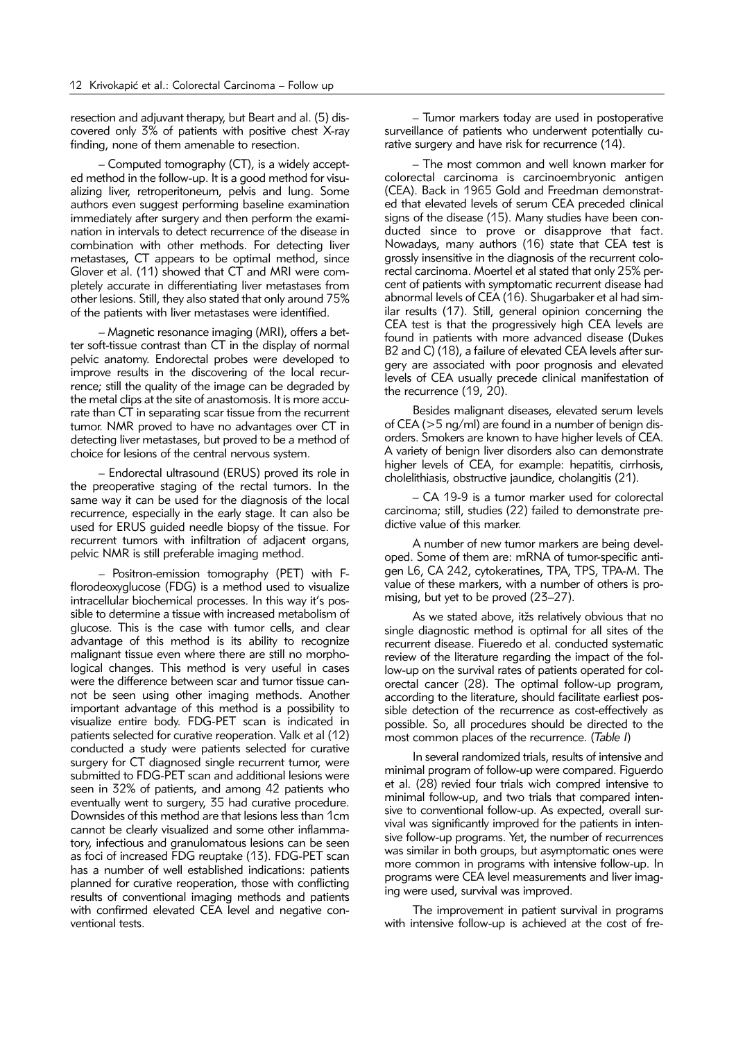resection and adjuvant therapy, but Beart and al. (5) discovered only 3% of patients with positive chest X-ray finding, none of them amenable to resection.

– Computed tomography (CT), is a widely accepted method in the follow-up. It is a good method for visualizing liver, retroperitoneum, pelvis and lung. Some authors even suggest performing baseline examination immediately after surgery and then perform the examination in intervals to detect recurrence of the disease in combination with other methods. For detecting liver metastases, CT appears to be optimal method, since Glover et al. (11) showed that CT and MRI were completely accurate in differentiating liver metastases from other lesions. Still, they also stated that only around 75% of the patients with liver metastases were identified.

– Magnetic resonance imaging (MRI), offers a better soft-tissue contrast than CT in the display of normal pelvic anatomy. Endorectal probes were developed to improve results in the discovering of the local recurrence; still the quality of the image can be degraded by the metal clips at the site of anastomosis. It is more accurate than CT in separating scar tissue from the recurrent tumor. NMR proved to have no advantages over CT in detecting liver metastases, but proved to be a method of choice for lesions of the central nervous system.

– Endorectal ultrasound (ERUS) proved its role in the preoperative staging of the rectal tumors. In the same way it can be used for the diagnosis of the local recurrence, especially in the early stage. It can also be used for ERUS guided needle biopsy of the tissue. For recurrent tumors with infiltration of adjacent organs, pelvic NMR is still preferable imaging method.

– Positron-emission tomography (PET) with F-florodeoxyglucose (FDG) is a method used to visualize intracellular biochemical processes. In this way it's possible to determine a tissue with increased metabolism of glucose. This is the case with tumor cells, and clear advantage of this method is its ability to recognize malignant tissue even where there are still no morphological changes. This method is very useful in cases were the difference between scar and tumor tissue cannot be seen using other imaging methods. Another important advantage of this method is a possibility to visualize entire body. FDG-PET scan is indicated in patients selected for curative reoperation. Valk et al (12) conducted a study were patients selected for curative surgery for CT diagnosed single recurrent tumor, were submitted to FDG-PET scan and additional lesions were seen in 32% of patients, and among 42 patients who eventually went to surgery, 35 had curative procedure. Downsides of this method are that lesions less than 1cm cannot be clearly visualized and some other inflammatory, infectious and granulomatous lesions can be seen as foci of increased FDG reuptake (13). FDG-PET scan has a number of well established indications: patients planned for curative reoperation, those with conflicting results of conventional imaging methods and patients with confirmed elevated CEA level and negative conventional tests.

– Tumor markers today are used in postoperative surveillance of patients who underwent potentially curative surgery and have risk for recurrence (14).

– The most common and well known marker for colorectal carcinoma is carcinoembryonic antigen (CEA). Back in 1965 Gold and Freedman demonstrated that elevated levels of serum CEA preceded clinical signs of the disease (15). Many studies have been conducted since to prove or disapprove that fact. Nowadays, many authors (16) state that CEA test is grossly insensitive in the diagnosis of the recurrent colorectal carcinoma. Moertel et al stated that only 25% percent of patients with symptomatic recurrent disease had abnormal levels of CEA (16). Shugarbaker et al had similar results (17). Still, general opinion concerning the CEA test is that the progressively high CEA levels are found in patients with more advanced disease (Dukes B2 and C) (18), a failure of elevated CEA levels after surgery are associated with poor prognosis and elevated levels of CEA usually precede clinical manifestation of the recurrence (19, 20).

Besides malignant diseases, elevated serum levels of CEA (>5 ng/ml) are found in a number of benign disorders. Smokers are known to have higher levels of CEA. A variety of benign liver disorders also can demonstrate higher levels of CEA, for example: hepatitis, cirrhosis, cholelithiasis, obstructive jaundice, cholangitis (21).

– CA 19-9 is a tumor marker used for colorectal carcinoma; still, studies (22) failed to demonstrate predictive value of this marker.

A number of new tumor markers are being developed. Some of them are: mRNA of tumor-specific antigen L6, CA 242, cytokeratines, TPA, TPS, TPA-M. The value of these markers, with a number of others is promising, but yet to be proved (23–27).

As we stated above, itžs relatively obvious that no single diagnostic method is optimal for all sites of the recurrent disease. Fiueredo et al. conducted systematic review of the literature regarding the impact of the follow-up on the survival rates of patients operated for colorectal cancer (28). The optimal follow-up program, according to the literature, should facilitate earliest possible detection of the recurrence as cost-effectively as possible. So, all procedures should be directed to the most common places of the recurrence. (*Table I*)

In several randomized trials, results of intensive and minimal program of follow-up were compared. Figuerdo et al. (28) revied four trials wich compred intensive to minimal follow-up, and two trials that compared intensive to conventional follow-up. As expected, overall survival was significantly improved for the patients in intensive follow-up programs. Yet, the number of recurrences was similar in both groups, but asymptomatic ones were more common in programs with intensive follow-up. In programs were CEA level measurements and liver imaging were used, survival was improved.

The improvement in patient survival in programs with intensive follow-up is achieved at the cost of fre-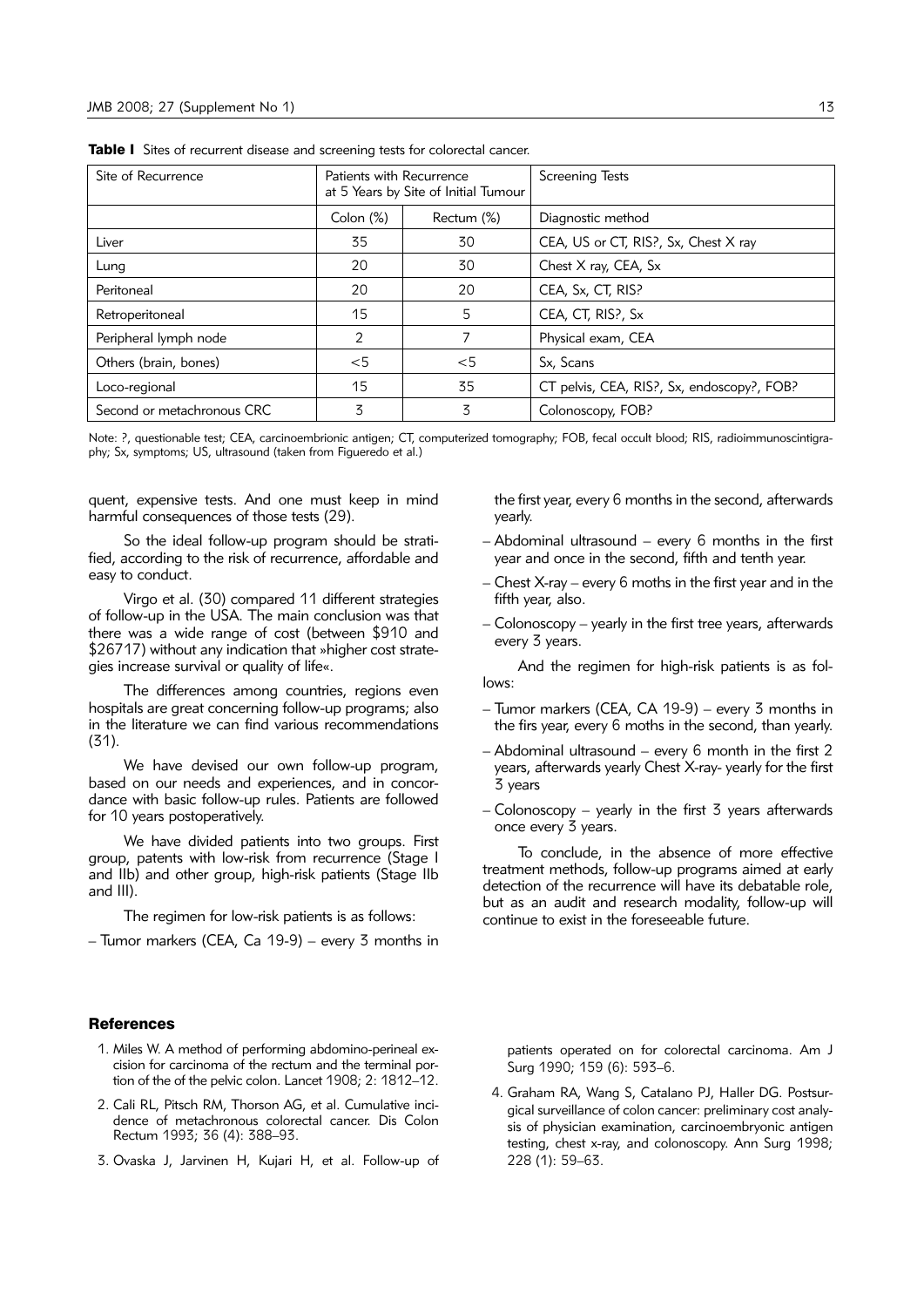**Table I** Sites of recurrent disease and screening tests for colorectal cancer.

| Site of Recurrence | Patients with Recurrence at 5 Years by Site of Initial Tumour | | Screening Tests |
|---|---|---|---|
| | Colon (%) | Rectum (%) | Diagnostic method |
| Liver | 35 | 30 | CEA, US or CT, RIS?, Sx, Chest X ray |
| Lung | 20 | 30 | Chest X ray, CEA, Sx |
| Peritoneal | 20 | 20 | CEA, Sx, CT, RIS? |
| Retroperitoneal | 15 | 5 | CEA, CT, RIS?, Sx |
| Peripheral lymph node | 2 | 7 | Physical exam, CEA |
| Others (brain, bones) | <5 | <5 | Sx, Scans |
| Loco-regional | 15 | 35 | CT pelvis, CEA, RIS?, Sx, endoscopy?, FOB? |
| Second or metachronous CRC | 3 | 3 | Colonoscopy, FOB? |

Note: ?, questionable test; CEA, carcinoembrionic antigen; CT, computerized tomography; FOB, fecal occult blood; RIS, radioimmunoscintigraphy; Sx, symptoms; US, ultrasound (taken from Figueredo et al.)

quent, expensive tests. And one must keep in mind harmful consequences of those tests (29).

So the ideal follow-up program should be stratified, according to the risk of recurrence, affordable and easy to conduct.

Virgo et al. (30) compared 11 different strategies of follow-up in the USA. The main conclusion was that there was a wide range of cost (between $910 and $26717) without any indication that »higher cost strategies increase survival or quality of life«.

The differences among countries, regions even hospitals are great concerning follow-up programs; also in the literature we can find various recommendations (31).

We have devised our own follow-up program, based on our needs and experiences, and in concordance with basic follow-up rules. Patients are followed for 10 years postoperatively.

We have divided patients into two groups. First group, patents with low-risk from recurrence (Stage I and IIb) and other group, high-risk patients (Stage IIb and III).

The regimen for low-risk patients is as follows:

– Tumor markers (CEA, Ca 19-9) – every 3 months in the first year, every 6 months in the second, afterwards yearly.
– Abdominal ultrasound – every 6 months in the first year and once in the second, fifth and tenth year.
– Chest X-ray – every 6 moths in the first year and in the fifth year, also.
– Colonoscopy – yearly in the first tree years, afterwards every 3 years.

And the regimen for high-risk patients is as follows:

– Tumor markers (CEA, CA 19-9) – every 3 months in the firs year, every 6 moths in the second, than yearly.
– Abdominal ultrasound – every 6 month in the first 2 years, afterwards yearly Chest X-ray- yearly for the first 3 years
– Colonoscopy – yearly in the first 3 years afterwards once every 3 years.

To conclude, in the absence of more effective treatment methods, follow-up programs aimed at early detection of the recurrence will have its debatable role, but as an audit and research modality, follow-up will continue to exist in the foreseeable future.

## References

1. Miles W. A method of performing abdomino-perineal excision for carcinoma of the rectum and the terminal portion of the of the pelvic colon. Lancet 1908; 2: 1812–12.
2. Cali RL, Pitsch RM, Thorson AG, et al. Cumulative incidence of metachronous colorectal cancer. Dis Colon Rectum 1993; 36 (4): 388–93.
3. Ovaska J, Jarvinen H, Kujari H, et al. Follow-up of patients operated on for colorectal carcinoma. Am J Surg 1990; 159 (6): 593–6.
4. Graham RA, Wang S, Catalano PJ, Haller DG. Postsurgical surveillance of colon cancer: preliminary cost analysis of physician examination, carcinoembryonic antigen testing, chest x-ray, and colonoscopy. Ann Surg 1998; 228 (1): 59–63.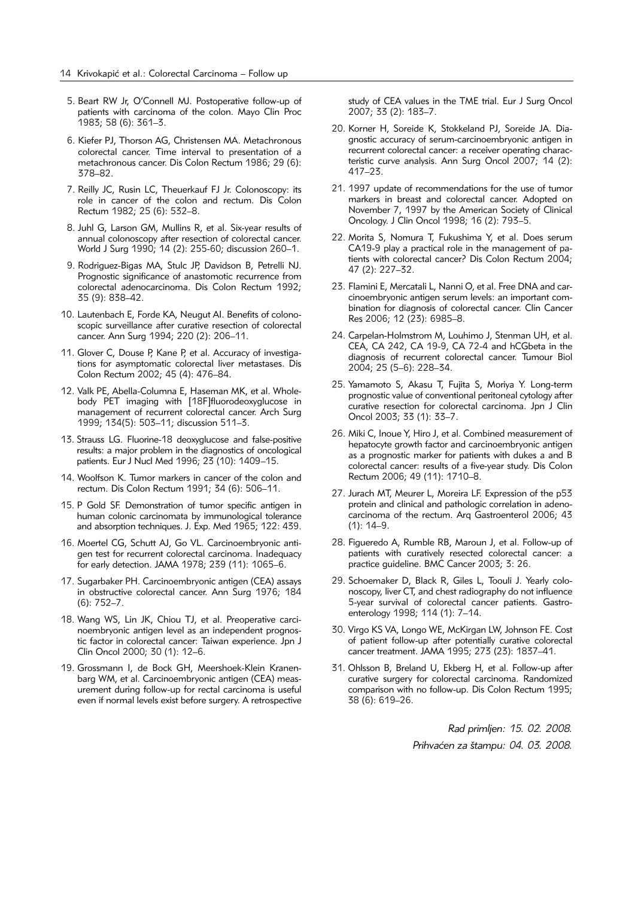5. Beart RW Jr, O'Connell MJ. Postoperative follow-up of patients with carcinoma of the colon. Mayo Clin Proc 1983; 58 (6): 361–3.

6. Kiefer PJ, Thorson AG, Christensen MA. Metachronous colorectal cancer. Time interval to presentation of a metachronous cancer. Dis Colon Rectum 1986; 29 (6): 378–82.

7. Reilly JC, Rusin LC, Theuerkauf FJ Jr. Colonoscopy: its role in cancer of the colon and rectum. Dis Colon Rectum 1982; 25 (6): 532–8.

8. Juhl G, Larson GM, Mullins R, et al. Six-year results of annual colonoscopy after resection of colorectal cancer. World J Surg 1990; 14 (2): 255-60; discussion 260–1.

9. Rodriguez-Bigas MA, Stulc JP, Davidson B, Petrelli NJ. Prognostic significance of anastomotic recurrence from colorectal adenocarcinoma. Dis Colon Rectum 1992; 35 (9): 838–42.

10. Lautenbach E, Forde KA, Neugut AI. Benefits of colonoscopic surveillance after curative resection of colorectal cancer. Ann Surg 1994; 220 (2): 206–11.

11. Glover C, Douse P, Kane P, et al. Accuracy of investigations for asymptomatic colorectal liver metastases. Dis Colon Rectum 2002; 45 (4): 476–84.

12. Valk PE, Abella-Columna E, Haseman MK, et al. Whole-body PET imaging with [18F]fluorodeoxyglucose in management of recurrent colorectal cancer. Arch Surg 1999; 134(5): 503–11; discussion 511–3.

13. Strauss LG. Fluorine-18 deoxyglucose and false-positive results: a major problem in the diagnostics of oncological patients. Eur J Nucl Med 1996; 23 (10): 1409–15.

14. Woolfson K. Tumor markers in cancer of the colon and rectum. Dis Colon Rectum 1991; 34 (6): 506–11.

15. P Gold SF. Demonstration of tumor specific antigen in human colonic carcinomata by immunological tolerance and absorption techniques. J. Exp. Med 1965; 122: 439.

16. Moertel CG, Schutt AJ, Go VL. Carcinoembryonic antigen test for recurrent colorectal carcinoma. Inadequacy for early detection. JAMA 1978; 239 (11): 1065–6.

17. Sugarbaker PH. Carcinoembryonic antigen (CEA) assays in obstructive colorectal cancer. Ann Surg 1976; 184 (6): 752–7.

18. Wang WS, Lin JK, Chiou TJ, et al. Preoperative carcinoembryonic antigen level as an independent prognostic factor in colorectal cancer: Taiwan experience. Jpn J Clin Oncol 2000; 30 (1): 12–6.

19. Grossmann I, de Bock GH, Meershoek-Klein Kranenbarg WM, et al. Carcinoembryonic antigen (CEA) measurement during follow-up for rectal carcinoma is useful even if normal levels exist before surgery. A retrospective study of CEA values in the TME trial. Eur J Surg Oncol 2007; 33 (2): 183–7.

20. Korner H, Soreide K, Stokkeland PJ, Soreide JA. Diagnostic accuracy of serum-carcinoembryonic antigen in recurrent colorectal cancer: a receiver operating characteristic curve analysis. Ann Surg Oncol 2007; 14 (2): 417–23.

21. 1997 update of recommendations for the use of tumor markers in breast and colorectal cancer. Adopted on November 7, 1997 by the American Society of Clinical Oncology. J Clin Oncol 1998; 16 (2): 793–5.

22. Morita S, Nomura T, Fukushima Y, et al. Does serum CA19-9 play a practical role in the management of patients with colorectal cancer? Dis Colon Rectum 2004; 47 (2): 227–32.

23. Flamini E, Mercatali L, Nanni O, et al. Free DNA and carcinoembryonic antigen serum levels: an important combination for diagnosis of colorectal cancer. Clin Cancer Res 2006; 12 (23): 6985–8.

24. Carpelan-Holmstrom M, Louhimo J, Stenman UH, et al. CEA, CA 242, CA 19-9, CA 72-4 and hCGbeta in the diagnosis of recurrent colorectal cancer. Tumour Biol 2004; 25 (5–6): 228–34.

25. Yamamoto S, Akasu T, Fujita S, Moriya Y. Long-term prognostic value of conventional peritoneal cytology after curative resection for colorectal carcinoma. Jpn J Clin Oncol 2003; 33 (1): 33–7.

26. Miki C, Inoue Y, Hiro J, et al. Combined measurement of hepatocyte growth factor and carcinoembryonic antigen as a prognostic marker for patients with dukes a and B colorectal cancer: results of a five-year study. Dis Colon Rectum 2006; 49 (11): 1710–8.

27. Jurach MT, Meurer L, Moreira LF. Expression of the p53 protein and clinical and pathologic correlation in adenocarcinoma of the rectum. Arq Gastroenterol 2006; 43 (1): 14–9.

28. Figueredo A, Rumble RB, Maroun J, et al. Follow-up of patients with curatively resected colorectal cancer: a practice guideline. BMC Cancer 2003; 3: 26.

29. Schoemaker D, Black R, Giles L, Toouli J. Yearly colonoscopy, liver CT, and chest radiography do not influence 5-year survival of colorectal cancer patients. Gastroenterology 1998; 114 (1): 7–14.

30. Virgo KS VA, Longo WE, McKirgan LW, Johnson FE. Cost of patient follow-up after potentially curative colorectal cancer treatment. JAMA 1995; 273 (23): 1837–41.

31. Ohlsson B, Breland U, Ekberg H, et al. Follow-up after curative surgery for colorectal carcinoma. Randomized comparison with no follow-up. Dis Colon Rectum 1995; 38 (6): 619–26.

*Rad primljen: 15. 02. 2008.*
*Prihvaćen za štampu: 04. 03. 2008.*